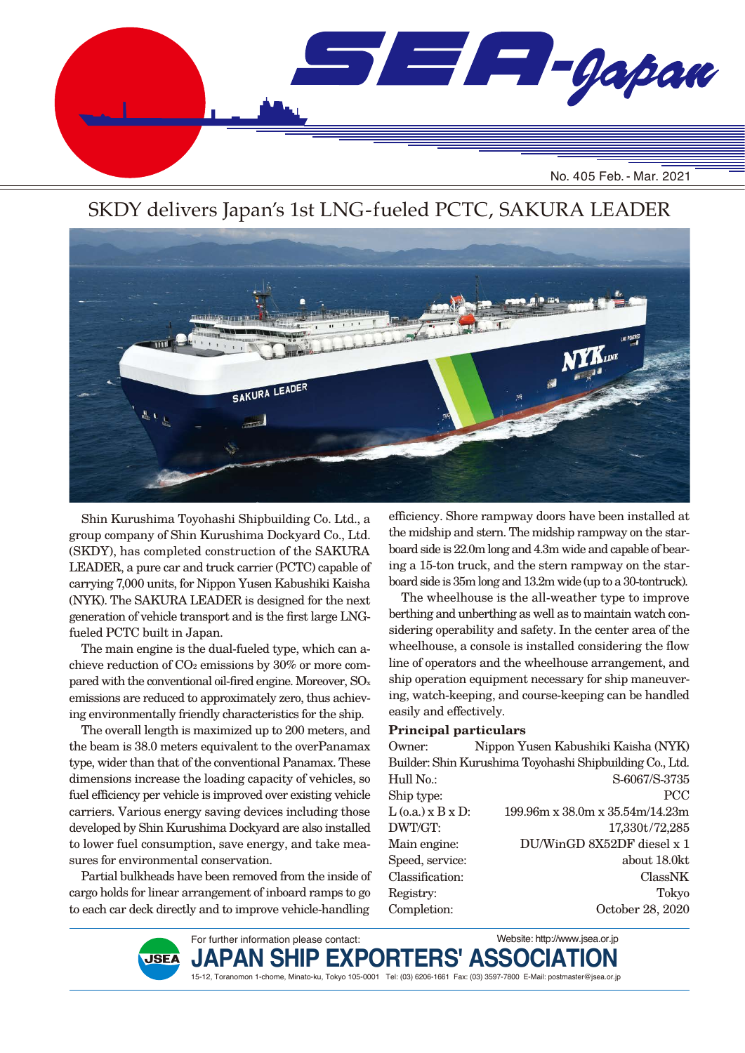# SEA-Japan

No. 405 Feb. - Mar. 2021

## SKDY delivers Japan's 1st LNG-fueled PCTC, SAKURA LEADER

Shin Kurushima Toyohashi Shipbuilding Co. Ltd., a group company of Shin Kurushima Dockyard Co., Ltd. (SKDY), has completed construction of the SAKURA LEADER, a pure car and truck carrier (PCTC) capable of carrying 7,000 units, for Nippon Yusen Kabushiki Kaisha (NYK). The SAKURA LEADER is designed for the next generation of vehicle transport and is the first large LNG-fueled PCTC built in Japan.

The main engine is the dual-fueled type, which can achieve reduction of $CO_2$ emissions by 30% or more compared with the conventional oil-fired engine. Moreover, $SO_x$ emissions are reduced to approximately zero, thus achieving environmentally friendly characteristics for the ship.

The overall length is maximized up to 200 meters, and the beam is 38.0 meters equivalent to the overPanamax type, wider than that of the conventional Panamax. These dimensions increase the loading capacity of vehicles, so fuel efficiency per vehicle is improved over existing vehicle carriers. Various energy saving devices including those developed by Shin Kurushima Dockyard are also installed to lower fuel consumption, save energy, and take measures for environmental conservation.

Partial bulkheads have been removed from the inside of cargo holds for linear arrangement of inboard ramps to go to each car deck directly and to improve vehicle-handling efficiency. Shore rampway doors have been installed at the midship and stern. The midship rampway on the starboard side is 22.0m long and 4.3m wide and capable of bearing a 15-ton truck, and the stern rampway on the starboard side is 35m long and 13.2m wide (up to a 30-tontruck).

The wheelhouse is the all-weather type to improve berthing and unberthing as well as to maintain watch considering operability and safety. In the center area of the wheelhouse, a console is installed considering the flow line of operators and the wheelhouse arrangement, and ship operation equipment necessary for ship maneuvering, watch-keeping, and course-keeping can be handled easily and effectively.

**Principal particulars**

| | |
|---|---|
| Owner: | Nippon Yusen Kabushiki Kaisha (NYK) |
| Builder: | Shin Kurushima Toyohashi Shipbuilding Co., Ltd. |
| Hull No.: | S-6067/S-3735 |
| Ship type: | PCC |
| L (o.a.) x B x D: | 199.96m x 38.0m x 35.54m/14.23m |
| DWT/GT: | 17,330t/72,285 |
| Main engine: | DU/WinGD 8X52DF diesel x 1 |
| Speed, service: | about 18.0kt |
| Classification: | ClassNK |
| Registry: | Tokyo |
| Completion: | October 28, 2020 |

For further information please contact:
Website: http://www.jsea.or.jp

**JAPAN SHIP EXPORTERS' ASSOCIATION**

15-12, Toranomon 1-chome, Minato-ku, Tokyo 105-0001 Tel: (03) 6206-1661 Fax: (03) 3597-7800 E-Mail: postmaster@jsea.or.jp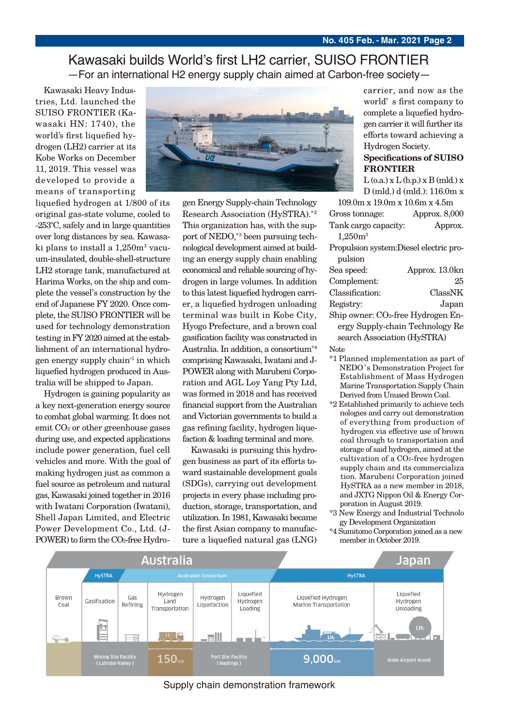# Kawasaki builds World's first LH2 carrier, SUISO FRONTIER

## —For an international H2 energy supply chain aimed at Carbon-free society—

Kawasaki Heavy Industries, Ltd. launched the SUISO FRONTIER (Kawasaki HN: 1740), the world's first liquefied hydrogen (LH2) carrier at its Kobe Works on December 11, 2019. This vessel was developed to provide a means of transporting liquefied hydrogen at 1/800 of its original gas-state volume, cooled to -253℃, safely and in large quantities over long distances by sea. Kawasaki plans to install a 1,250m³ vacuum-insulated, double-shell-structure LH2 storage tank, manufactured at Harima Works, on the ship and complete the vessel's construction by the end of Japanese FY 2020. Once complete, the SUISO FRONTIER will be used for technology demonstration testing in FY 2020 aimed at the establishment of an international hydrogen energy supply chain[*1] in which liquefied hydrogen produced in Australia will be shipped to Japan.

Hydrogen is gaining popularity as a key next-generation energy source to combat global warming. It does not emit $CO_2$ or other greenhouse gases during use, and expected applications include power generation, fuel cell vehicles and more. With the goal of making hydrogen just as common a fuel source as petroleum and natural gas, Kawasaki joined together in 2016 with Iwatani Corporation (Iwatani), Shell Japan Limited, and Electric Power Development Co., Ltd. (J-POWER) to form the $CO_2$-free Hydrogen Energy Supply-chain Technology Research Association (HySTRA).[*2] This organization has, with the support of NEDO,[*3] been pursuing technological development aimed at building an energy supply chain enabling economical and reliable sourcing of hydrogen in large volumes. In addition to this latest liquefied hydrogen carrier, a liquefied hydrogen unloading terminal was built in Kobe City, Hyogo Prefecture, and a brown coal gasification facility was constructed in Australia. In addition, a consortium[*4] comprising Kawasaki, Iwatani and J-POWER along with Marubeni Corporation and AGL Loy Yang Pty Ltd, was formed in 2018 and has received financial support from the Australian and Victorian governments to build a gas refining facility, hydrogen liquefaction & loading terminal and more.

Kawasaki is pursuing this hydrogen business as part of its efforts toward sustainable development goals (SDGs), carrying out development projects in every phase including production, storage, transportation, and utilization. In 1981, Kawasaki became the first Asian company to manufacture a liquefied natural gas (LNG) carrier, and now as the world's first company to complete a liquefied hydrogen carrier it will further its efforts toward achieving a Hydrogen Society.

**Specifications of SUISO FRONTIER**

L (o.a.) x L (b.p.) x B (mld.) x D (mld.) d (mld.): 116.0m x 109.0m x 19.0m x 10.6m x 4.5m

| | |
|---|---|
| Gross tonnage: | Approx. 8,000 |
| Tank cargo capacity: | Approx. 1,250m³ |
| Propulsion system: | Diesel electric propulsion |
| Sea speed: | Approx. 13.0kn |
| Complement: | 25 |
| Classification: | ClassNK |
| Registry: | Japan |
| Ship owner: | $CO_2$-free Hydrogen Energy Supply-chain Technology Research Association (HySTRA) |

Note

*1 Planned implementation as part of NEDO's Demonstration Project for Establishment of Mass Hydrogen Marine Transportation Supply Chain Derived from Unused Brown Coal.

*2 Established primarily to achieve technologies and carry out demonstration of everything from production of hydrogen via effective use of brown coal through to transportation and storage of said hydrogen, aimed at the cultivation of a $CO_2$-free hydrogen supply chain and its commercialization. Marubeni Corporation joined HySTRA as a new member in 2018, and JXTG Nippon Oil & Energy Corporation in August 2019.

*3 New Energy and Industrial Technology Development Organization

*4 Sumitomo Corporation joined as a new member in October 2019.

| Australia | | | | | | | | Japan |
|---|---|---|---|---|---|---|---|---|
| | HySTRA | Australian Consortium | | | | | HySTRA | |
| Brown Coal | Gasification | Gas Refining | Hydrogen Land Transportation | Hydrogen Liquefaction | Liquefied Hydrogen Loading | | Liquefied Hydrogen Marine Transportation | Liquefied Hydrogen Unloading |
| | Mining Site Facility (Latrobe Valley) | | 150km | Port Site Facility (Hastings) | | | 9,000km | Kobe Airport Island |

Supply chain demonstration framework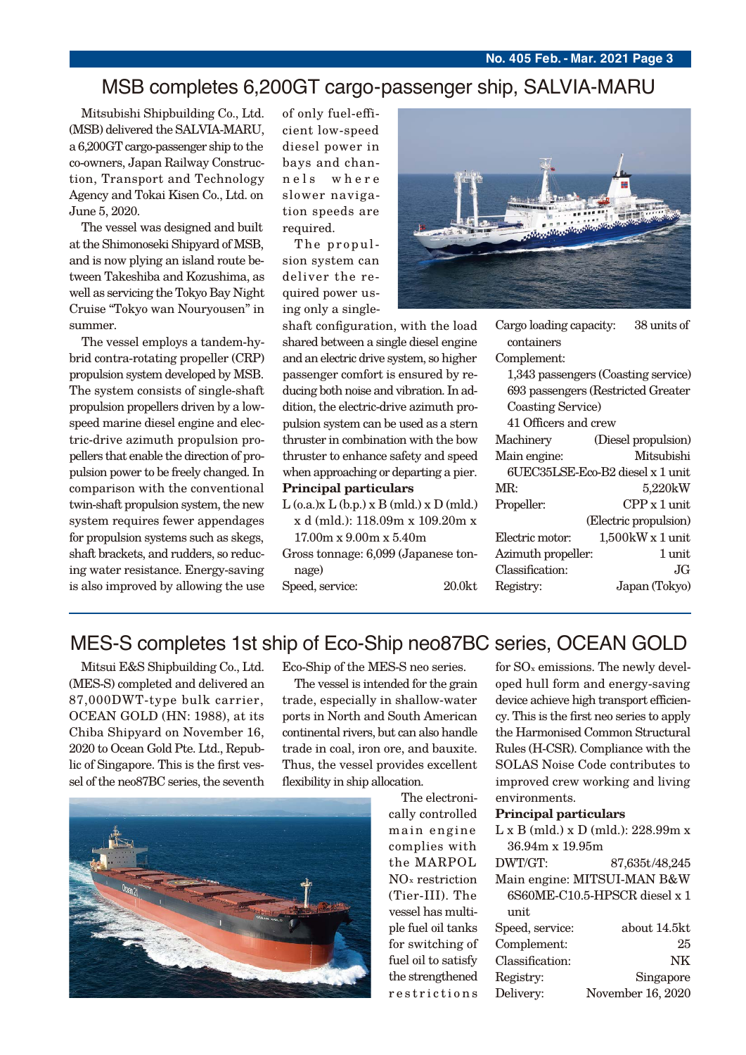## MSB completes 6,200GT cargo-passenger ship, SALVIA-MARU

Mitsubishi Shipbuilding Co., Ltd. (MSB) delivered the SALVIA-MARU, a 6,200GT cargo-passenger ship to the co-owners, Japan Railway Construction, Transport and Technology Agency and Tokai Kisen Co., Ltd. on June 5, 2020.

The vessel was designed and built at the Shimonoseki Shipyard of MSB, and is now plying an island route between Takeshiba and Kozushima, as well as servicing the Tokyo Bay Night Cruise "Tokyo wan Nouryousen" in summer.

The vessel employs a tandem-hybrid contra-rotating propeller (CRP) propulsion system developed by MSB. The system consists of single-shaft propulsion propellers driven by a low-speed marine diesel engine and electric-drive azimuth propulsion propellers that enable the direction of propulsion power to be freely changed. In comparison with the conventional twin-shaft propulsion system, the new system requires fewer appendages for propulsion systems such as skegs, shaft brackets, and rudders, so reducing water resistance. Energy-saving is also improved by allowing the use of only fuel-efficient low-speed diesel power in bays and channels where slower navigation speeds are required.

The propulsion system can deliver the required power using only a single-shaft configuration, with the load shared between a single diesel engine and an electric drive system, so higher passenger comfort is ensured by reducing both noise and vibration. In addition, the electric-drive azimuth propulsion system can be used as a stern thruster in combination with the bow thruster to enhance safety and speed when approaching or departing a pier.

**Principal particulars**

L (o.a.)x L (b.p.) x B (mld.) x D (mld.) x d (mld.): 118.09m x 109.20m x 17.00m x 9.00m x 5.40m
Gross tonnage: 6,099 (Japanese tonnage)
Speed, service: 20.0kt
Cargo loading capacity: 38 units of containers
Complement:
1,343 passengers (Coasting service)
693 passengers (Restricted Greater Coasting Service)
41 Officers and crew
Machinery (Diesel propulsion)
Main engine: Mitsubishi 6UEC35LSE-Eco-B2 diesel x 1 unit
MR: 5,220kW
Propeller: CPP x 1 unit
(Electric propulsion)
Electric motor: 1,500kW x 1 unit
Azimuth propeller: 1 unit
Classification: JG
Registry: Japan (Tokyo)

## MES-S completes 1st ship of Eco-Ship neo87BC series, OCEAN GOLD

Mitsui E&S Shipbuilding Co., Ltd. (MES-S) completed and delivered an 87,000DWT-type bulk carrier, OCEAN GOLD (HN: 1988), at its Chiba Shipyard on November 16, 2020 to Ocean Gold Pte. Ltd., Republic of Singapore. This is the first vessel of the neo87BC series, the seventh Eco-Ship of the MES-S neo series.

The vessel is intended for the grain trade, especially in shallow-water ports in North and South American continental rivers, but can also handle trade in coal, iron ore, and bauxite. Thus, the vessel provides excellent flexibility in ship allocation.

The electronically controlled main engine complies with the MARPOL $NO_x$ restriction (Tier-III). The vessel has multiple fuel oil tanks for switching of fuel oil to satisfy the strengthened restrictions for $SO_x$ emissions. The newly developed hull form and energy-saving device achieve high transport efficiency. This is the first neo series to apply the Harmonised Common Structural Rules (H-CSR). Compliance with the SOLAS Noise Code contributes to improved crew working and living environments.

**Principal particulars**

L x B (mld.) x D (mld.): 228.99m x 36.94m x 19.95m
DWT/GT: 87,635t/48,245
Main engine: MITSUI-MAN B&W 6S60ME-C10.5-HPSCR diesel x 1 unit
Speed, service: about 14.5kt
Complement: 25
Classification: NK
Registry: Singapore
Delivery: November 16, 2020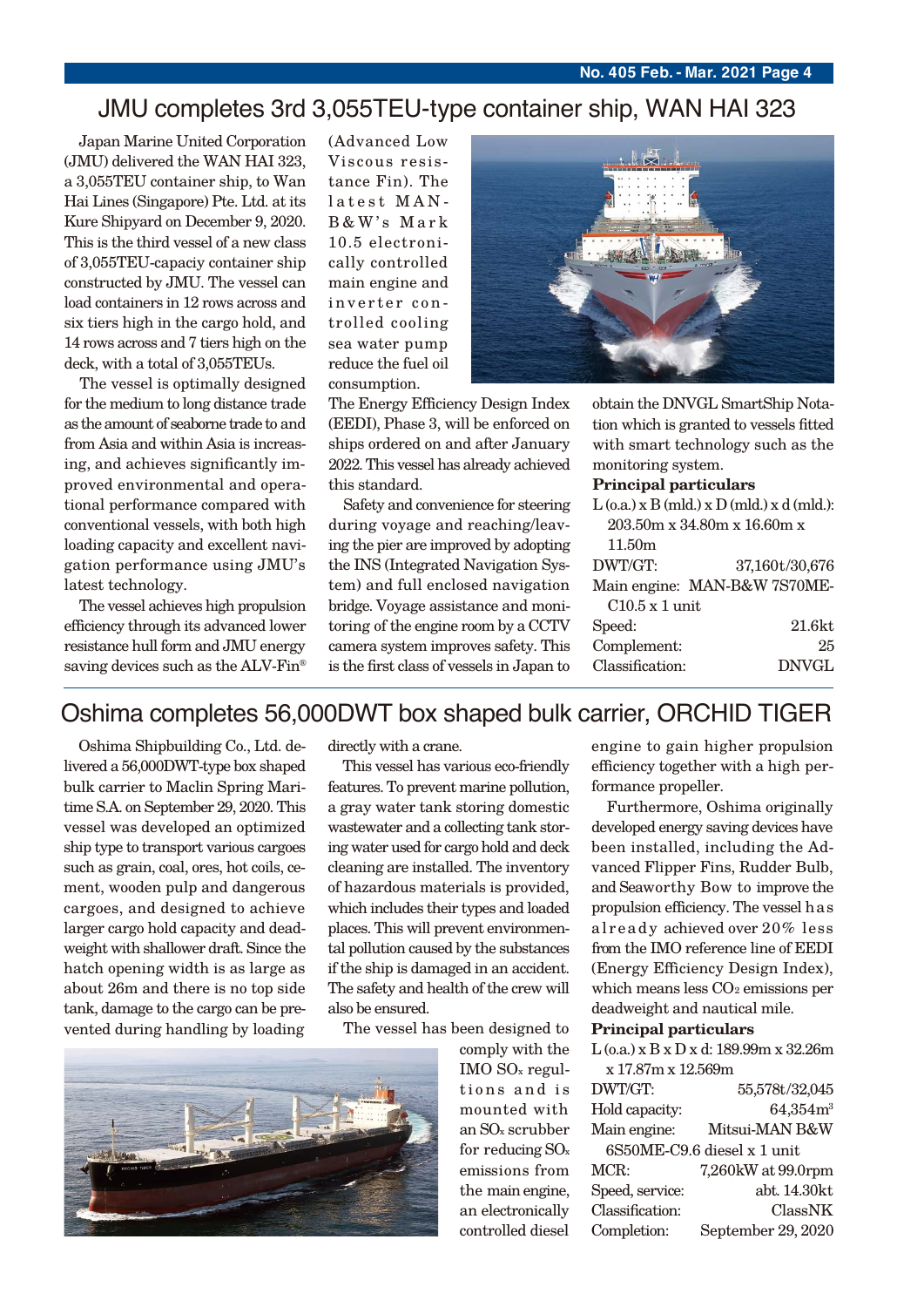# JMU completes 3rd 3,055TEU-type container ship, WAN HAI 323

Japan Marine United Corporation (JMU) delivered the WAN HAI 323, a 3,055TEU container ship, to Wan Hai Lines (Singapore) Pte. Ltd. at its Kure Shipyard on December 9, 2020. This is the third vessel of a new class of 3,055TEU-capaciy container ship constructed by JMU. The vessel can load containers in 12 rows across and six tiers high in the cargo hold, and 14 rows across and 7 tiers high on the deck, with a total of 3,055TEUs.

The vessel is optimally designed for the medium to long distance trade as the amount of seaborne trade to and from Asia and within Asia is increasing, and achieves significantly improved environmental and operational performance compared with conventional vessels, with both high loading capacity and excellent navigation performance using JMU's latest technology.

The vessel achieves high propulsion efficiency through its advanced lower resistance hull form and JMU energy saving devices such as the ALV-Fin® (Advanced Low Viscous resistance Fin). The latest MAN-B&W's Mark 10.5 electronically controlled main engine and inverter controlled cooling sea water pump reduce the fuel oil consumption.

The Energy Efficiency Design Index (EEDI), Phase 3, will be enforced on ships ordered on and after January 2022. This vessel has already achieved this standard.

Safety and convenience for steering during voyage and reaching/leaving the pier are improved by adopting the INS (Integrated Navigation System) and full enclosed navigation bridge. Voyage assistance and monitoring of the engine room by a CCTV camera system improves safety. This is the first class of vessels in Japan to obtain the DNVGL SmartShip Notation which is granted to vessels fitted with smart technology such as the monitoring system.

**Principal particulars**

| | |
|---|---|
| L (o.a.) x B (mld.) x D (mld.) x d (mld.): | 203.50m x 34.80m x 16.60m x 11.50m |
| DWT/GT: | 37,160t/30,676 |
| Main engine: | MAN-B&W 7S70ME-C10.5 x 1 unit |
| Speed: | 21.6kt |
| Complement: | 25 |
| Classification: | DNVGL |

# Oshima completes 56,000DWT box shaped bulk carrier, ORCHID TIGER

Oshima Shipbuilding Co., Ltd. delivered a 56,000DWT-type box shaped bulk carrier to Maclin Spring Maritime S.A. on September 29, 2020. This vessel was developed an optimized ship type to transport various cargoes such as grain, coal, ores, hot coils, cement, wooden pulp and dangerous cargoes, and designed to achieve larger cargo hold capacity and deadweight with shallower draft. Since the hatch opening width is as large as about 26m and there is no top side tank, damage to the cargo can be prevented during handling by loading directly with a crane.

This vessel has various eco-friendly features. To prevent marine pollution, a gray water tank storing domestic wastewater and a collecting tank storing water used for cargo hold and deck cleaning are installed. The inventory of hazardous materials is provided, which includes their types and loaded places. This will prevent environmental pollution caused by the substances if the ship is damaged in an accident. The safety and health of the crew will also be ensured.

The vessel has been designed to comply with the IMO $SO_x$ regultions and is mounted with an $SO_x$ scrubber for reducing $SO_x$ emissions from the main engine, an electronically controlled diesel engine to gain higher propulsion efficiency together with a high performance propeller.

Furthermore, Oshima originally developed energy saving devices have been installed, including the Advanced Flipper Fins, Rudder Bulb, and Seaworthy Bow to improve the propulsion efficiency. The vessel has already achieved over 20% less from the IMO reference line of EEDI (Energy Efficiency Design Index), which means less $CO_2$ emissions per deadweight and nautical mile.

**Principal particulars**

| | |
|---|---|
| L (o.a.) x B x D x d: | 189.99m x 32.26m x 17.87m x 12.569m |
| DWT/GT: | 55,578t/32,045 |
| Hold capacity: | 64,354m³ |
| Main engine: | Mitsui-MAN B&W 6S50ME-C9.6 diesel x 1 unit |
| MCR: | 7,260kW at 99.0rpm |
| Speed, service: | abt. 14.30kt |
| Classification: | ClassNK |
| Completion: | September 29, 2020 |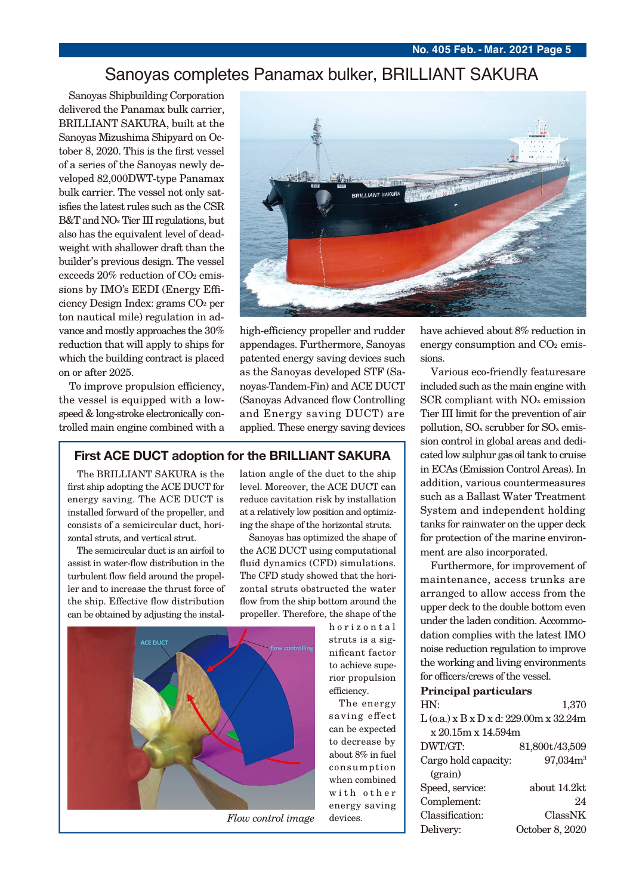# Sanoyas completes Panamax bulker, BRILLIANT SAKURA

Sanoyas Shipbuilding Corporation delivered the Panamax bulk carrier, BRILLIANT SAKURA, built at the Sanoyas Mizushima Shipyard on October 8, 2020. This is the first vessel of a series of the Sanoyas newly developed 82,000DWT-type Panamax bulk carrier. The vessel not only satisfies the latest rules such as the CSR B&T and $NO_x$ Tier III regulations, but also has the equivalent level of deadweight with shallower draft than the builder's previous design. The vessel exceeds 20% reduction of $CO_2$ emissions by IMO's EEDI (Energy Efficiency Design Index: grams $CO_2$ per ton nautical mile) regulation in advance and mostly approaches the 30% reduction that will apply to ships for which the building contract is placed on or after 2025.

To improve propulsion efficiency, the vessel is equipped with a low-speed & long-stroke electronically controlled main engine combined with a high-efficiency propeller and rudder appendages. Furthermore, Sanoyas patented energy saving devices such as the Sanoyas developed STF (Sanoyas-Tandem-Fin) and ACE DUCT (Sanoyas Advanced flow Controlling and Energy saving DUCT) are applied. These energy saving devices have achieved about 8% reduction in energy consumption and $CO_2$ emissions.

Various eco-friendly featuresare included such as the main engine with SCR compliant with $NO_x$ emission Tier III limit for the prevention of air pollution, $SO_x$ scrubber for $SO_x$ emission control in global areas and dedicated low sulphur gas oil tank to cruise in ECAs (Emission Control Areas). In addition, various countermeasures such as a Ballast Water Treatment System and independent holding tanks for rainwater on the upper deck for protection of the marine environment are also incorporated.

Furthermore, for improvement of maintenance, access trunks are arranged to allow access from the upper deck to the double bottom even under the laden condition. Accommodation complies with the latest IMO noise reduction regulation to improve the working and living environments for officers/crews of the vessel.

## First ACE DUCT adoption for the BRILLIANT SAKURA

The BRILLIANT SAKURA is the first ship adopting the ACE DUCT for energy saving. The ACE DUCT is installed forward of the propeller, and consists of a semicircular duct, horizontal struts, and vertical strut.

The semicircular duct is an airfoil to assist in water-flow distribution in the turbulent flow field around the propeller and to increase the thrust force of the ship. Effective flow distribution can be obtained by adjusting the installation angle of the duct to the ship level. Moreover, the ACE DUCT can reduce cavitation risk by installation at a relatively low position and optimizing the shape of the horizontal struts.

Sanoyas has optimized the shape of the ACE DUCT using computational fluid dynamics (CFD) simulations. The CFD study showed that the horizontal struts obstructed the water flow from the ship bottom around the propeller. Therefore, the shape of the horizontal struts is a significant factor to achieve superior propulsion efficiency.

The energy saving effect can be expected to decrease by about 8% in fuel consumption when combined with other energy saving devices.

*Flow control image*

### Principal particulars

| | |
|---|---|
| HN: | 1,370 |
| L (o.a.) x B x D x d: | 229.00m x 32.24m x 20.15m x 14.594m |
| DWT/GT: | 81,800t/43,509 |
| Cargo hold capacity: (grain) | 97,034m³ |
| Speed, service: | about 14.2kt |
| Complement: | 24 |
| Classification: | ClassNK |
| Delivery: | October 8, 2020 |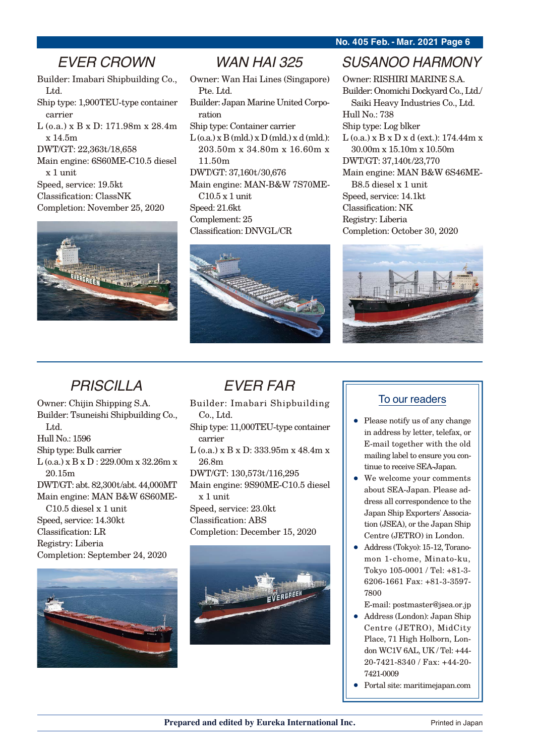## EVER CROWN

Builder: Imabari Shipbuilding Co., Ltd.
Ship type: 1,900TEU-type container carrier
L (o.a.) x B x D: 171.98m x 28.4m x 14.5m
DWT/GT: 22,363t/18,658
Main engine: 6S60ME-C10.5 diesel x 1 unit
Speed, service: 19.5kt
Classification: ClassNK
Completion: November 25, 2020

## WAN HAI 325

Owner: Wan Hai Lines (Singapore) Pte. Ltd.
Builder: Japan Marine United Corporation
Ship type: Container carrier
L (o.a.) x B (mld.) x D (mld.) x d (mld.): 203.50m x 34.80m x 16.60m x 11.50m
DWT/GT: 37,160t/30,676
Main engine: MAN-B&W 7S70ME-C10.5 x 1 unit
Speed: 21.6kt
Complement: 25
Classification: DNVGL/CR

## SUSANOO HARMONY

Owner: RISHIRI MARINE S.A.
Builder: Onomichi Dockyard Co., Ltd./ Saiki Heavy Industries Co., Ltd.
Hull No.: 738
Ship type: Log blker
L (o.a.) x B x D x d (ext.): 174.44m x 30.00m x 15.10m x 10.50m
DWT/GT: 37,140t/23,770
Main engine: MAN B&W 6S46ME-B8.5 diesel x 1 unit
Speed, service: 14.1kt
Classification: NK
Registry: Liberia
Completion: October 30, 2020

## PRISCILLA

Owner: Chijin Shipping S.A.
Builder: Tsuneishi Shipbuilding Co., Ltd.
Hull No.: 1596
Ship type: Bulk carrier
L (o.a.) x B x D : 229.00m x 32.26m x 20.15m
DWT/GT: abt. 82,300t/abt. 44,000MT
Main engine: MAN B&W 6S60ME-C10.5 diesel x 1 unit
Speed, service: 14.30kt
Classification: LR
Registry: Liberia
Completion: September 24, 2020

## EVER FAR

Builder: Imabari Shipbuilding Co., Ltd.
Ship type: 11,000TEU-type container carrier
L (o.a.) x B x D: 333.95m x 48.4m x 26.8m
DWT/GT: 130,573t/116,295
Main engine: 9S90ME-C10.5 diesel x 1 unit
Speed, service: 23.0kt
Classification: ABS
Completion: December 15, 2020

### To our readers

- Please notify us of any change in address by letter, telefax, or E-mail together with the old mailing label to ensure you continue to receive SEA-Japan.
- We welcome your comments about SEA-Japan. Please address all correspondence to the Japan Ship Exporters' Association (JSEA), or the Japan Ship Centre (JETRO) in London.
- Address (Tokyo): 15-12, Toranomon 1-chome, Minato-ku, Tokyo 105-0001 / Tel: +81-3-6206-1661 Fax: +81-3-3597-7800
  E-mail: postmaster@jsea.or.jp
- Address (London): Japan Ship Centre (JETRO), MidCity Place, 71 High Holborn, London WC1V 6AL, UK / Tel: +44-20-7421-8340 / Fax: +44-20-7421-0009
- Portal site: maritimejapan.com

**Prepared and edited by Eureka International Inc.** Printed in Japan